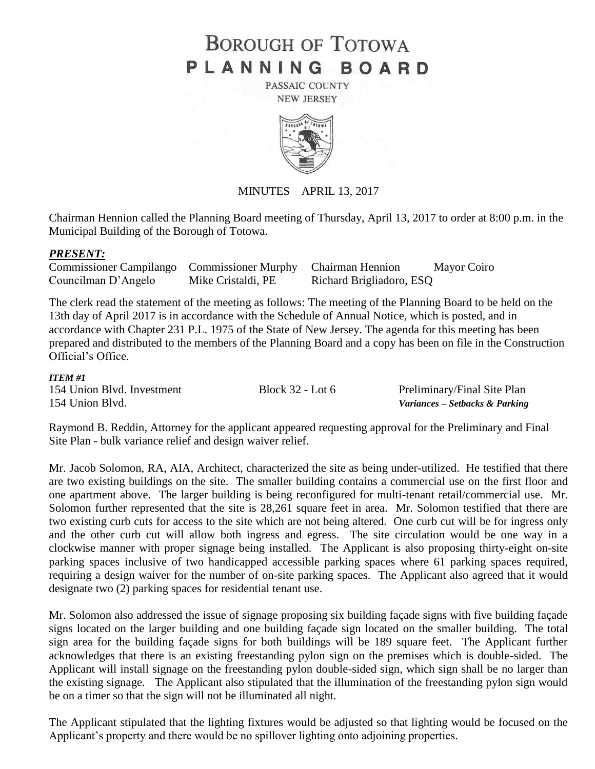# BOROUGH OF TOTOWA
# PLANNING BOARD

PASSAIC COUNTY
NEW JERSEY

MINUTES – APRIL 13, 2017

Chairman Hennion called the Planning Board meeting of Thursday, April 13, 2017 to order at 8:00 p.m. in the Municipal Building of the Borough of Totowa.

***PRESENT:***

| Commissioner Campilango | Commissioner Murphy | Chairman Hennion | Mayor Coiro |
|---|---|---|---|
| Councilman D'Angelo | Mike Cristaldi, PE | Richard Brigliadoro, ESQ | |

The clerk read the statement of the meeting as follows: The meeting of the Planning Board to be held on the 13th day of April 2017 is in accordance with the Schedule of Annual Notice, which is posted, and in accordance with Chapter 231 P.L. 1975 of the State of New Jersey. The agenda for this meeting has been prepared and distributed to the members of the Planning Board and a copy has been on file in the Construction Official's Office.

***ITEM #1***

| | | |
|---|---|---|
| 154 Union Blvd. Investment | Block 32 - Lot 6 | Preliminary/Final Site Plan |
| 154 Union Blvd. | | ***Variances – Setbacks & Parking*** |

Raymond B. Reddin, Attorney for the applicant appeared requesting approval for the Preliminary and Final Site Plan - bulk variance relief and design waiver relief.

Mr. Jacob Solomon, RA, AIA, Architect, characterized the site as being under-utilized. He testified that there are two existing buildings on the site. The smaller building contains a commercial use on the first floor and one apartment above. The larger building is being reconfigured for multi-tenant retail/commercial use. Mr. Solomon further represented that the site is 28,261 square feet in area. Mr. Solomon testified that there are two existing curb cuts for access to the site which are not being altered. One curb cut will be for ingress only and the other curb cut will allow both ingress and egress. The site circulation would be one way in a clockwise manner with proper signage being installed. The Applicant is also proposing thirty-eight on-site parking spaces inclusive of two handicapped accessible parking spaces where 61 parking spaces required, requiring a design waiver for the number of on-site parking spaces. The Applicant also agreed that it would designate two (2) parking spaces for residential tenant use.

Mr. Solomon also addressed the issue of signage proposing six building façade signs with five building façade signs located on the larger building and one building façade sign located on the smaller building. The total sign area for the building façade signs for both buildings will be 189 square feet. The Applicant further acknowledges that there is an existing freestanding pylon sign on the premises which is double-sided. The Applicant will install signage on the freestanding pylon double-sided sign, which sign shall be no larger than the existing signage. The Applicant also stipulated that the illumination of the freestanding pylon sign would be on a timer so that the sign will not be illuminated all night.

The Applicant stipulated that the lighting fixtures would be adjusted so that lighting would be focused on the Applicant's property and there would be no spillover lighting onto adjoining properties.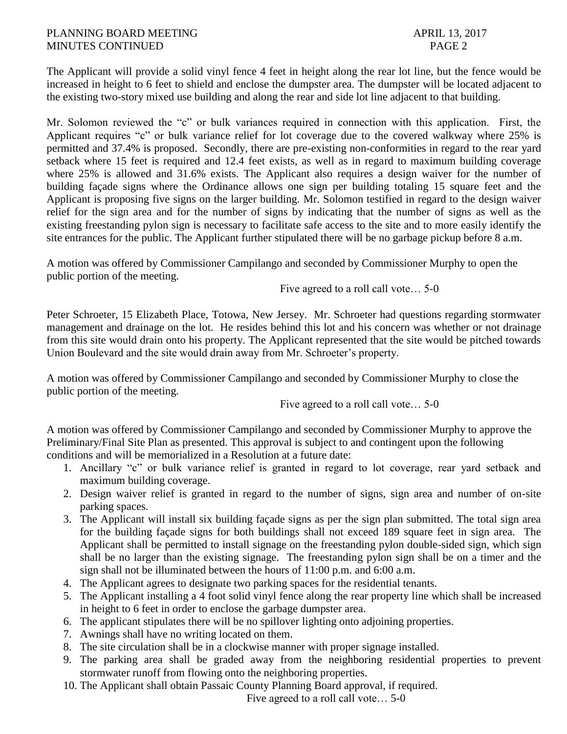The Applicant will provide a solid vinyl fence 4 feet in height along the rear lot line, but the fence would be increased in height to 6 feet to shield and enclose the dumpster area. The dumpster will be located adjacent to the existing two-story mixed use building and along the rear and side lot line adjacent to that building.

Mr. Solomon reviewed the "c" or bulk variances required in connection with this application. First, the Applicant requires "c" or bulk variance relief for lot coverage due to the covered walkway where 25% is permitted and 37.4% is proposed. Secondly, there are pre-existing non-conformities in regard to the rear yard setback where 15 feet is required and 12.4 feet exists, as well as in regard to maximum building coverage where 25% is allowed and 31.6% exists. The Applicant also requires a design waiver for the number of building façade signs where the Ordinance allows one sign per building totaling 15 square feet and the Applicant is proposing five signs on the larger building. Mr. Solomon testified in regard to the design waiver relief for the sign area and for the number of signs by indicating that the number of signs as well as the existing freestanding pylon sign is necessary to facilitate safe access to the site and to more easily identify the site entrances for the public. The Applicant further stipulated there will be no garbage pickup before 8 a.m.

A motion was offered by Commissioner Campilango and seconded by Commissioner Murphy to open the public portion of the meeting.

Five agreed to a roll call vote… 5-0

Peter Schroeter, 15 Elizabeth Place, Totowa, New Jersey. Mr. Schroeter had questions regarding stormwater management and drainage on the lot. He resides behind this lot and his concern was whether or not drainage from this site would drain onto his property. The Applicant represented that the site would be pitched towards Union Boulevard and the site would drain away from Mr. Schroeter's property.

A motion was offered by Commissioner Campilango and seconded by Commissioner Murphy to close the public portion of the meeting.

Five agreed to a roll call vote… 5-0

A motion was offered by Commissioner Campilango and seconded by Commissioner Murphy to approve the Preliminary/Final Site Plan as presented. This approval is subject to and contingent upon the following conditions and will be memorialized in a Resolution at a future date:

1. Ancillary "c" or bulk variance relief is granted in regard to lot coverage, rear yard setback and maximum building coverage.
2. Design waiver relief is granted in regard to the number of signs, sign area and number of on-site parking spaces.
3. The Applicant will install six building façade signs as per the sign plan submitted. The total sign area for the building façade signs for both buildings shall not exceed 189 square feet in sign area. The Applicant shall be permitted to install signage on the freestanding pylon double-sided sign, which sign shall be no larger than the existing signage. The freestanding pylon sign shall be on a timer and the sign shall not be illuminated between the hours of 11:00 p.m. and 6:00 a.m.
4. The Applicant agrees to designate two parking spaces for the residential tenants.
5. The Applicant installing a 4 foot solid vinyl fence along the rear property line which shall be increased in height to 6 feet in order to enclose the garbage dumpster area.
6. The applicant stipulates there will be no spillover lighting onto adjoining properties.
7. Awnings shall have no writing located on them.
8. The site circulation shall be in a clockwise manner with proper signage installed.
9. The parking area shall be graded away from the neighboring residential properties to prevent stormwater runoff from flowing onto the neighboring properties.
10. The Applicant shall obtain Passaic County Planning Board approval, if required.

Five agreed to a roll call vote… 5-0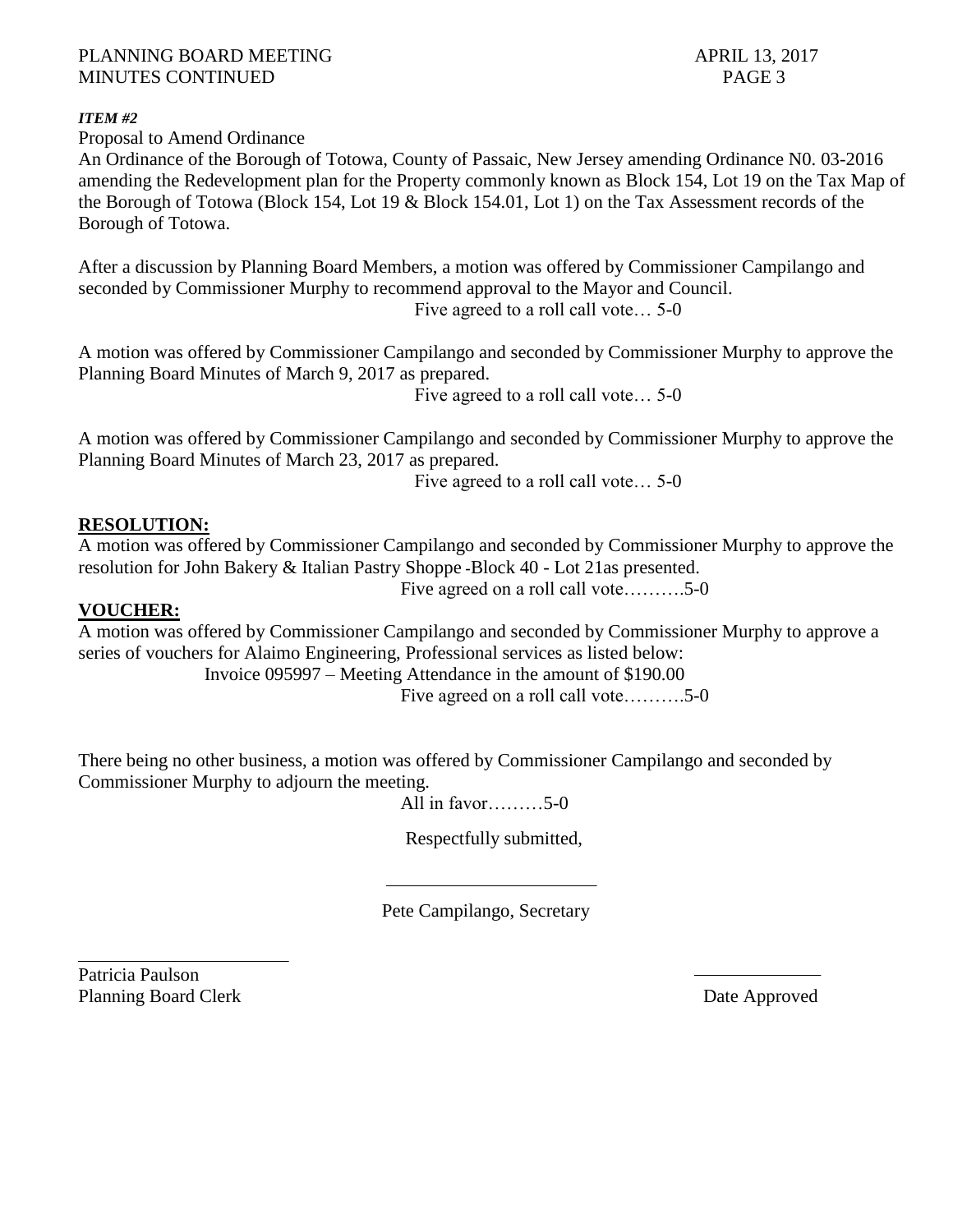***ITEM #2***

Proposal to Amend Ordinance

An Ordinance of the Borough of Totowa, County of Passaic, New Jersey amending Ordinance N0. 03-2016 amending the Redevelopment plan for the Property commonly known as Block 154, Lot 19 on the Tax Map of the Borough of Totowa (Block 154, Lot 19 & Block 154.01, Lot 1) on the Tax Assessment records of the Borough of Totowa.

After a discussion by Planning Board Members, a motion was offered by Commissioner Campilango and seconded by Commissioner Murphy to recommend approval to the Mayor and Council.

Five agreed to a roll call vote… 5-0

A motion was offered by Commissioner Campilango and seconded by Commissioner Murphy to approve the Planning Board Minutes of March 9, 2017 as prepared.

Five agreed to a roll call vote… 5-0

A motion was offered by Commissioner Campilango and seconded by Commissioner Murphy to approve the Planning Board Minutes of March 23, 2017 as prepared.

Five agreed to a roll call vote… 5-0

**RESOLUTION:**

A motion was offered by Commissioner Campilango and seconded by Commissioner Murphy to approve the resolution for John Bakery & Italian Pastry Shoppe -Block 40 - Lot 21as presented.

Five agreed on a roll call vote……….5-0

**VOUCHER:**

A motion was offered by Commissioner Campilango and seconded by Commissioner Murphy to approve a series of vouchers for Alaimo Engineering, Professional services as listed below:

Invoice 095997 – Meeting Attendance in the amount of $190.00

Five agreed on a roll call vote……….5-0

There being no other business, a motion was offered by Commissioner Campilango and seconded by Commissioner Murphy to adjourn the meeting.

All in favor………5-0

Respectfully submitted,

______________________

Pete Campilango, Secretary

______________________

Patricia Paulson

Planning Board Clerk

______________

Date Approved